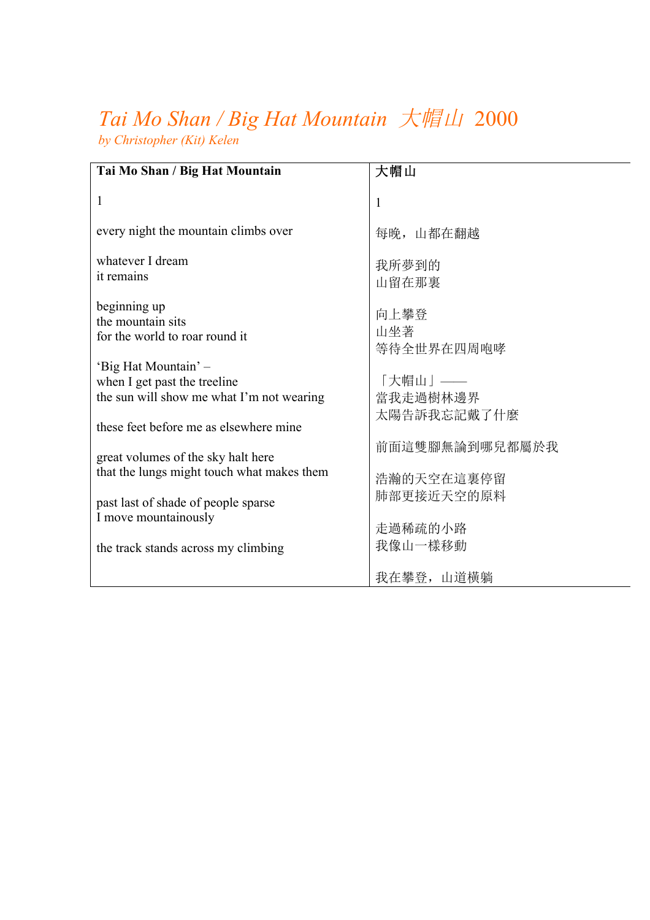# *Tai Mo Shan / Big Hat Mountain 大帽山 2000*

*by Christopher (Kit) Kelen*

| **Tai Mo Shan / Big Hat Mountain** | **大帽山** |
|---|---|
| 1 | 1 |
| every night the mountain climbs over | 每晚，山都在翻越 |
| whatever I dream<br>it remains | 我所夢到的<br>山留在那裏 |
| beginning up<br>the mountain sits<br>for the world to roar round it | 向上攀登<br>山坐著<br>等待全世界在四周咆哮 |
| 'Big Hat Mountain' –<br>when I get past the treeline<br>the sun will show me what I'm not wearing | 「大帽山」——<br>當我走過樹林邊界<br>太陽告訴我忘記戴了什麼 |
| these feet before me as elsewhere mine | 前面這雙腳無論到哪兒都屬於我 |
| great volumes of the sky halt here<br>that the lungs might touch what makes them | 浩瀚的天空在這裏停留<br>肺部更接近天空的原料 |
| past last of shade of people sparse<br>I move mountainously | 走過稀疏的小路<br>我像山一樣移動 |
| the track stands across my climbing | 我在攀登，山道橫躺 |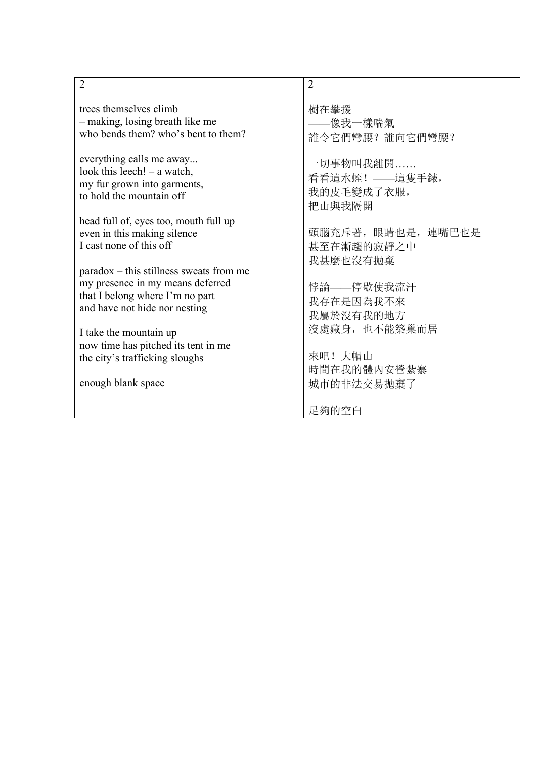| 2<br><br>trees themselves climb<br>– making, losing breath like me<br>who bends them? who's bent to them?<br><br>everything calls me away...<br>look this leech! – a watch,<br>my fur grown into garments,<br>to hold the mountain off<br><br>head full of, eyes too, mouth full up<br>even in this making silence<br>I cast none of this off<br><br>paradox – this stillness sweats from me<br>my presence in my means deferred<br>that I belong where I'm no part<br>and have not hide nor nesting<br><br>I take the mountain up<br>now time has pitched its tent in me<br>the city's trafficking sloughs<br><br>enough blank space | 2<br><br>樹在攀援<br>——像我一樣喘氣<br>誰令它們彎腰？誰向它們彎腰？<br><br>一切事物叫我離開……<br>看看這水蛭！——這隻手錶，<br>我的皮毛變成了衣服，<br>把山與我隔開<br><br>頭腦充斥著，眼睛也是，連嘴巴也是<br>甚至在漸趨的寂靜之中<br>我甚麼也沒有拋棄<br><br>悖論——停歇使我流汗<br>我存在是因為我不來<br>我屬於沒有我的地方<br>沒處藏身，也不能築巢而居<br><br>來吧！大帽山<br>時間在我的體內安營紮寨<br>城市的非法交易拋棄了<br><br>足夠的空白 |
|---|---|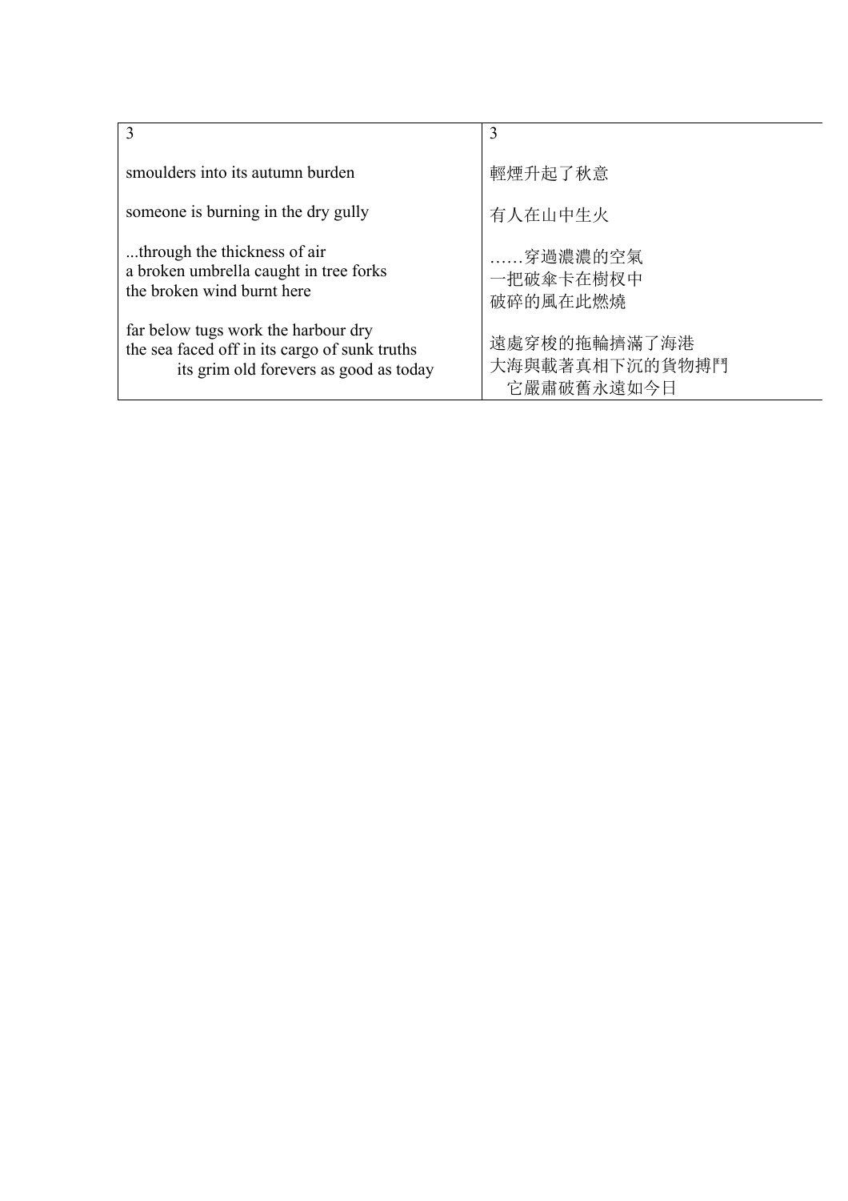| 3 | 3 |
|---|---|
| smoulders into its autumn burden | 輕煙升起了秋意 |
| someone is burning in the dry gully | 有人在山中生火 |
| ...through the thickness of air<br>a broken umbrella caught in tree forks<br>the broken wind burnt here | ……穿過濃濃的空氣<br>一把破傘卡在樹杈中<br>破碎的風在此燃燒 |
| far below tugs work the harbour dry<br>the sea faced off in its cargo of sunk truths<br>its grim old forevers as good as today | 遠處穿梭的拖輪擠滿了海港<br>大海與載著真相下沉的貨物搏鬥<br>它嚴肅破舊永遠如今日 |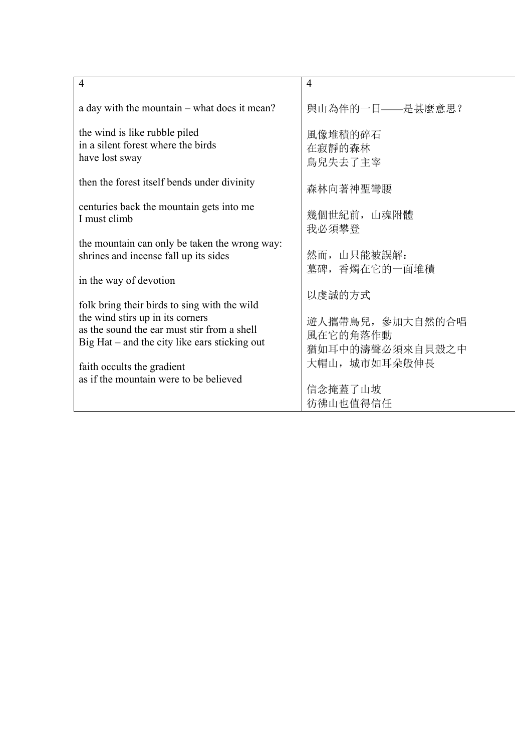| 4 | 4 |
| --- | --- |
| a day with the mountain – what does it mean? | 與山為伴的一日——是甚麼意思？ |
| the wind is like rubble piled<br>in a silent forest where the birds<br>have lost sway | 風像堆積的碎石<br>在寂靜的森林<br>鳥兒失去了主宰 |
| then the forest itself bends under divinity | 森林向著神聖彎腰 |
| centuries back the mountain gets into me<br>I must climb | 幾個世紀前，山魂附體<br>我必須攀登 |
| the mountain can only be taken the wrong way:<br>shrines and incense fall up its sides | 然而，山只能被誤解：<br>墓碑，香燭在它的一面堆積 |
| in the way of devotion | 以虔誠的方式 |
| folk bring their birds to sing with the wild<br>the wind stirs up in its corners<br>as the sound the ear must stir from a shell<br>Big Hat – and the city like ears sticking out | 遊人攜帶鳥兒，參加大自然的合唱<br>風在它的角落作動<br>猶如耳中的濤聲必須來自貝殼之中<br>大帽山，城市如耳朵般伸長 |
| faith occults the gradient<br>as if the mountain were to be believed | 信念掩蓋了山坡<br>彷彿山也值得信任 |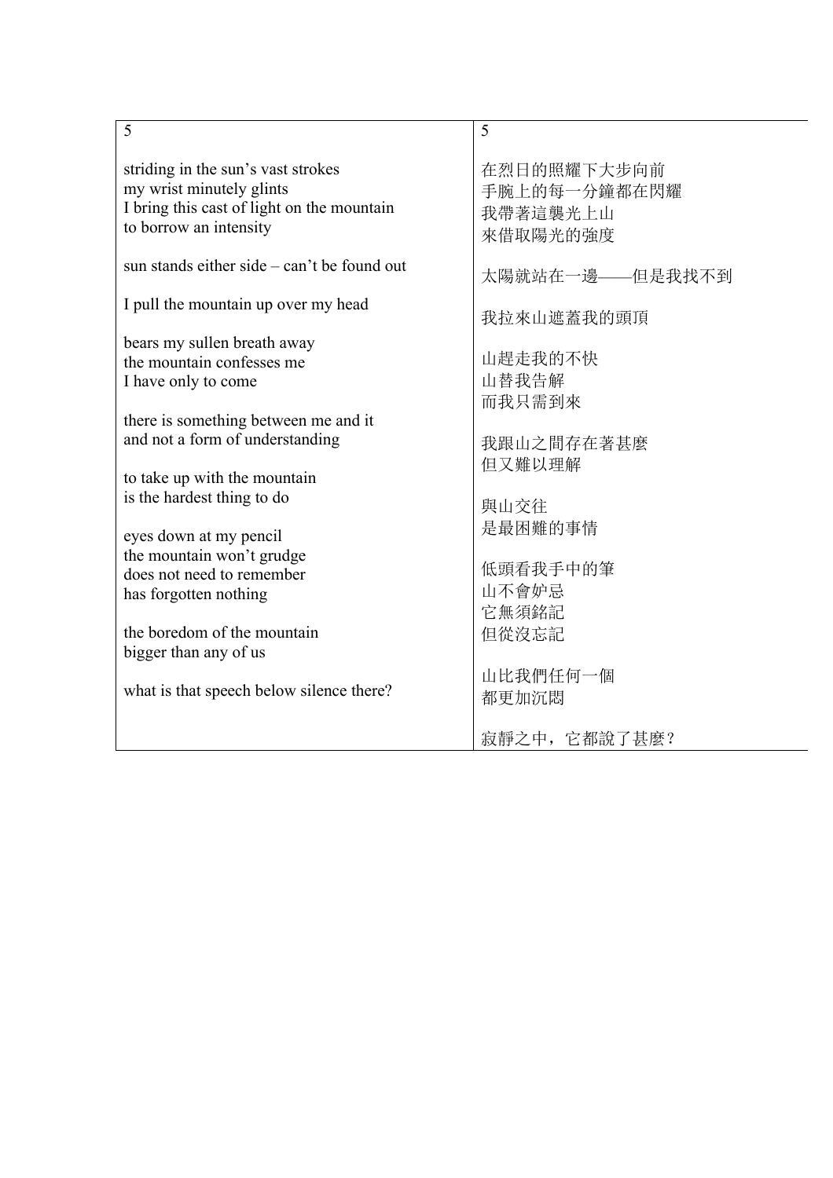| 5 | 5 |
|---|---|
| striding in the sun's vast strokes<br>my wrist minutely glints<br>I bring this cast of light on the mountain<br>to borrow an intensity<br><br>sun stands either side – can't be found out<br><br>I pull the mountain up over my head<br><br>bears my sullen breath away<br>the mountain confesses me<br>I have only to come<br><br>there is something between me and it<br>and not a form of understanding<br><br>to take up with the mountain<br>is the hardest thing to do<br><br>eyes down at my pencil<br>the mountain won't grudge<br>does not need to remember<br>has forgotten nothing<br><br>the boredom of the mountain<br>bigger than any of us<br><br>what is that speech below silence there? | 在烈日的照耀下大步向前<br>手腕上的每一分鐘都在閃耀<br>我帶著這襲光上山<br>來借取陽光的強度<br><br>太陽就站在一邊——但是我找不到<br><br>我拉來山遮蓋我的頭頂<br><br>山趕走我的不快<br>山替我告解<br>而我只需到來<br><br>我跟山之間存在著甚麼<br>但又難以理解<br><br>與山交往<br>是最困難的事情<br><br>低頭看我手中的筆<br>山不會妒忌<br>它無須銘記<br>但從沒忘記<br><br>山比我們任何一個<br>都更加沉悶<br><br>寂靜之中，它都說了甚麼？ |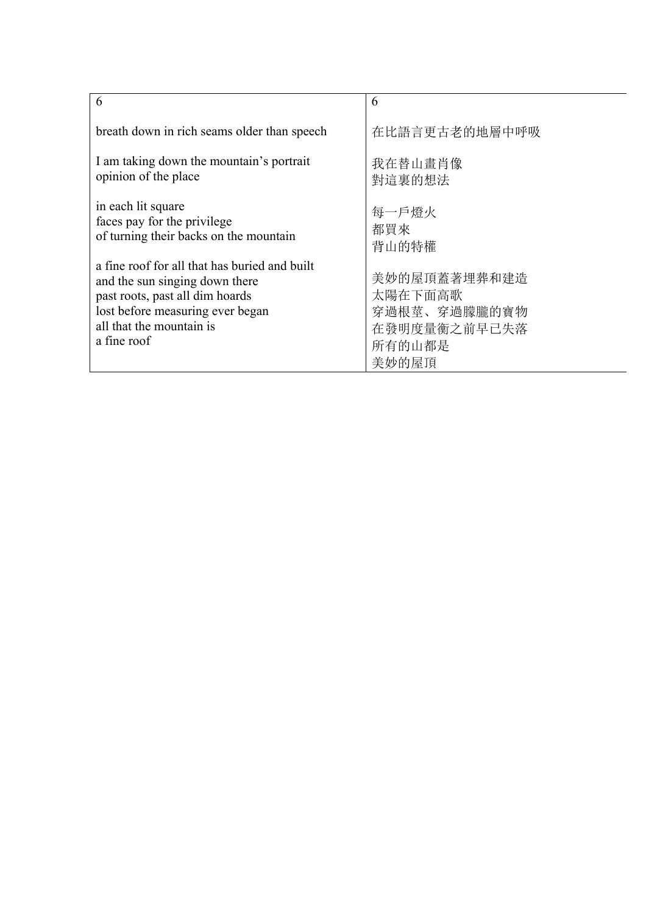| 6 | 6 |
| --- | --- |
| breath down in rich seams older than speech<br><br>I am taking down the mountain's portrait<br>opinion of the place<br><br>in each lit square<br>faces pay for the privilege<br>of turning their backs on the mountain<br><br>a fine roof for all that has buried and built<br>and the sun singing down there<br>past roots, past all dim hoards<br>lost before measuring ever began<br>all that the mountain is<br>a fine roof | 在比語言更古老的地層中呼吸<br><br>我在替山畫肖像<br>對這裏的想法<br><br>每一戶燈火<br>都買來<br>背山的特權<br><br>美妙的屋頂蓋著埋葬和建造<br>太陽在下面高歌<br>穿過根莖、穿過朦朧的寶物<br>在發明度量衡之前早已失落<br>所有的山都是<br>美妙的屋頂 |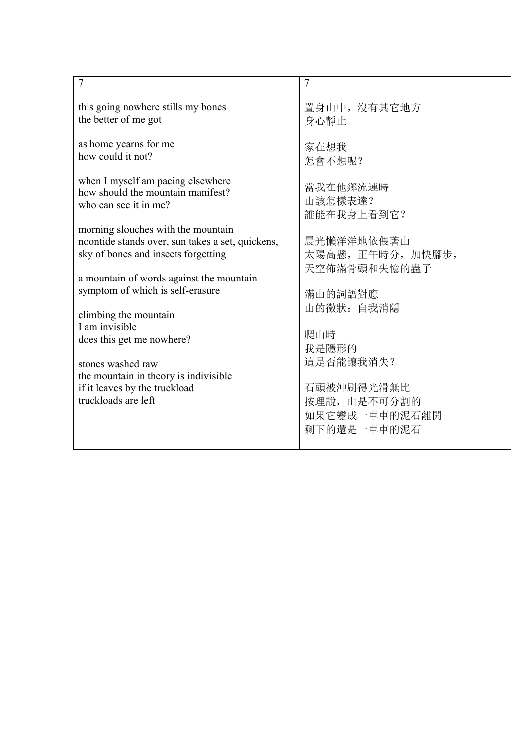7

this going nowhere stills my bones
the better of me got

as home yearns for me
how could it not?

when I myself am pacing elsewhere
how should the mountain manifest?
who can see it in me?

morning slouches with the mountain
noontide stands over, sun takes a set, quickens,
sky of bones and insects forgetting

a mountain of words against the mountain
symptom of which is self-erasure

climbing the mountain
I am invisible
does this get me nowhere?

stones washed raw
the mountain in theory is indivisible
if it leaves by the truckload
truckloads are left

7

置身山中，沒有其它地方
身心靜止

家在想我
怎會不想呢？

當我在他鄉流連時
山該怎樣表達？
誰能在我身上看到它？

晨光懶洋洋地依偎著山
太陽高懸，正午時分，加快腳步，
天空佈滿骨頭和失憶的蟲子

滿山的詞語對應
山的徵狀：自我消隱

爬山時
我是隱形的
這是否能讓我消失？

石頭被沖刷得光滑無比
按理說，山是不可分割的
如果它變成一車車的泥石離開
剩下的還是一車車的泥石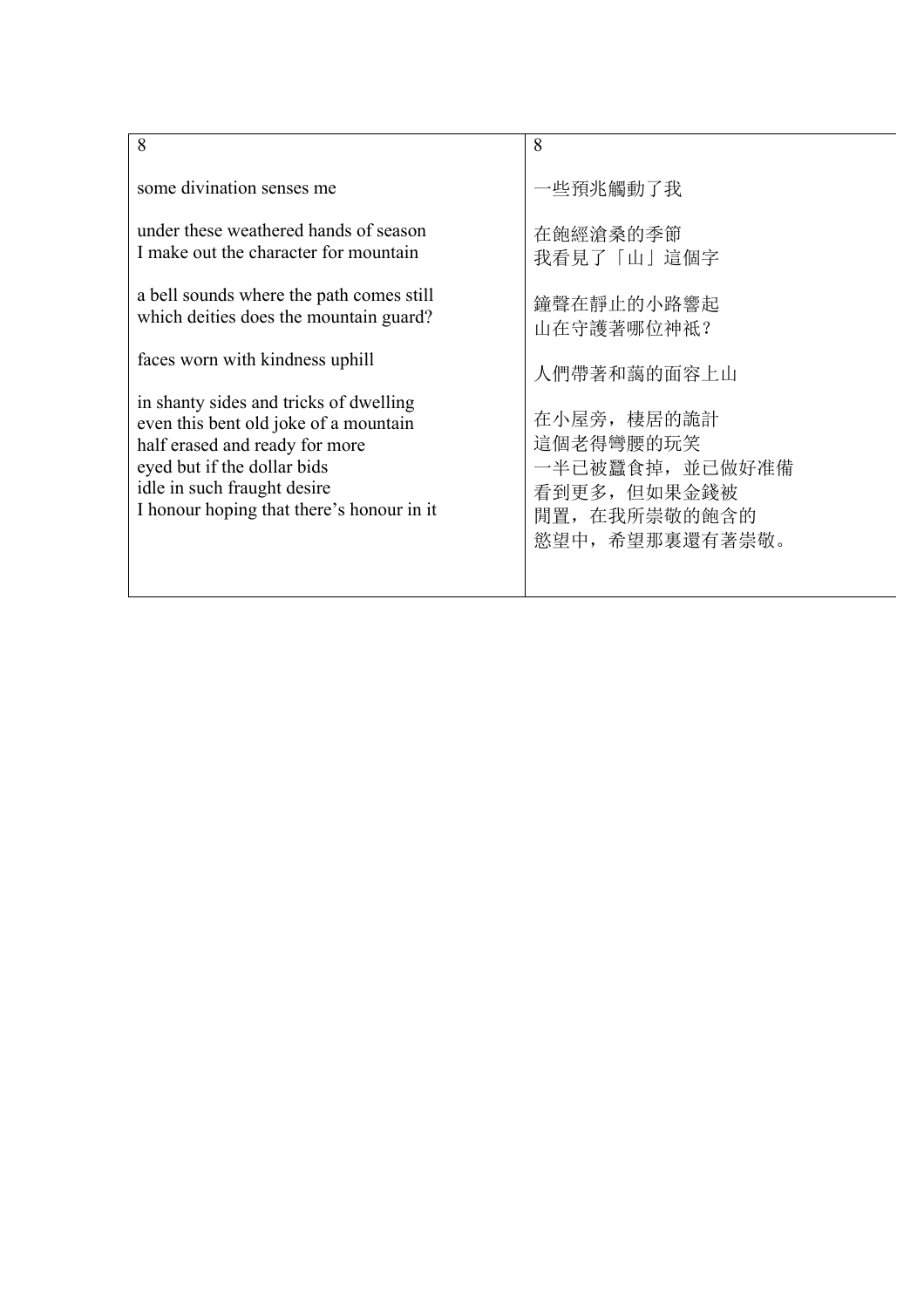| 8 | 8 |
| --- | --- |
| some divination senses me<br><br>under these weathered hands of season<br>I make out the character for mountain<br><br>a bell sounds where the path comes still<br>which deities does the mountain guard?<br><br>faces worn with kindness uphill<br><br>in shanty sides and tricks of dwelling<br>even this bent old joke of a mountain<br>half erased and ready for more<br>eyed but if the dollar bids<br>idle in such fraught desire<br>I honour hoping that there’s honour in it | 一些預兆觸動了我<br><br>在飽經滄桑的季節<br>我看見了「山」這個字<br><br>鐘聲在靜止的小路響起<br>山在守護著哪位神祇？<br><br>人們帶著和藹的面容上山<br><br>在小屋旁，棲居的詭計<br>這個老得彎腰的玩笑<br>一半已被蠶食掉，並已做好准備<br>看到更多，但如果金錢被<br>閒置，在我所崇敬的飽含的<br>慾望中，希望那裏還有著崇敬。 |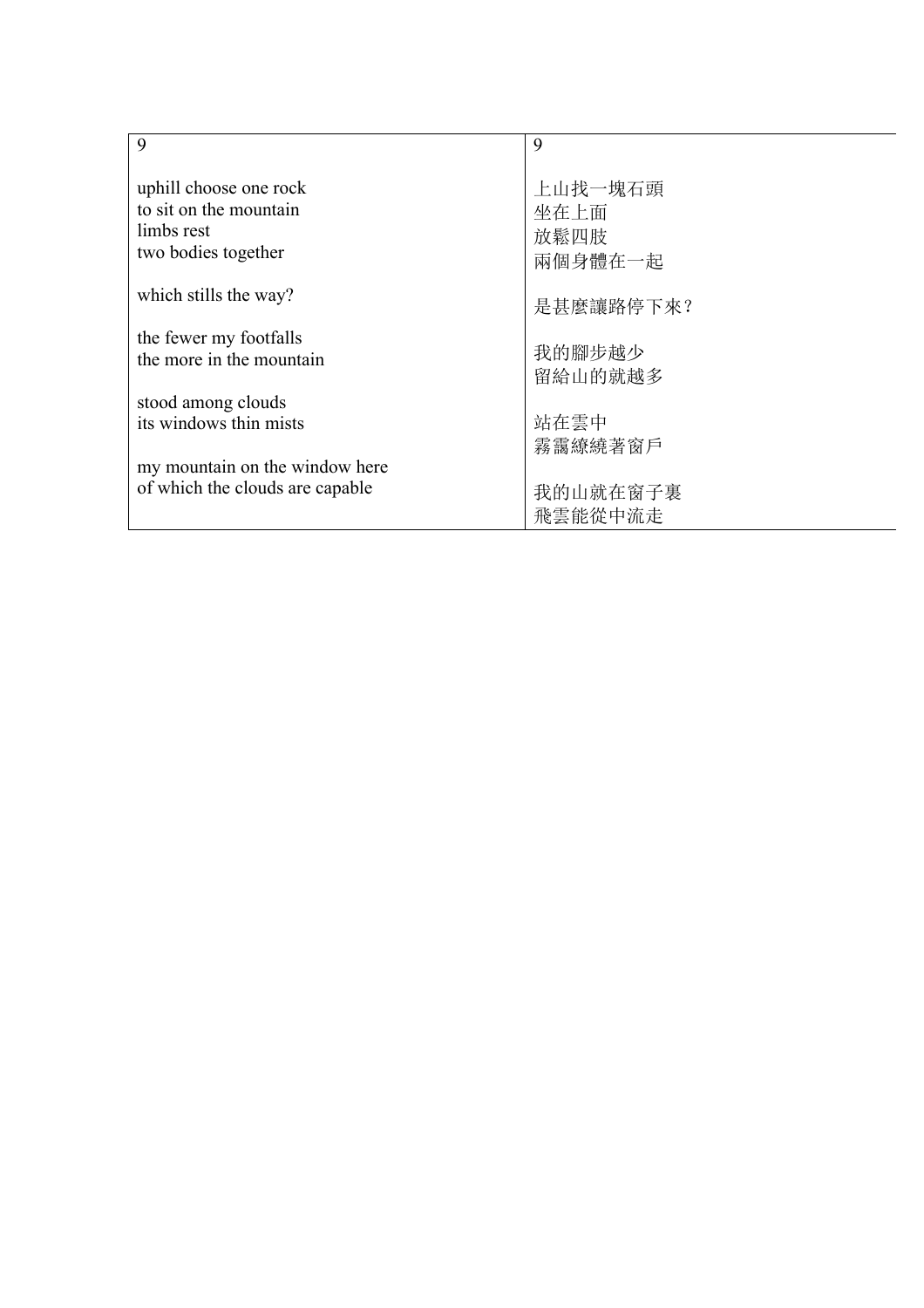| 9 | 9 |
|---|---|
| uphill choose one rock<br>to sit on the mountain<br>limbs rest<br>two bodies together<br><br>which stills the way?<br><br>the fewer my footfalls<br>the more in the mountain<br><br>stood among clouds<br>its windows thin mists<br><br>my mountain on the window here<br>of which the clouds are capable | 上山找一塊石頭<br>坐在上面<br>放鬆四肢<br>兩個身體在一起<br><br>是甚麼讓路停下來？<br><br>我的腳步越少<br>留給山的就越多<br><br>站在雲中<br>霧靄繚繞著窗戶<br><br>我的山就在窗子裏<br>飛雲能從中流走 |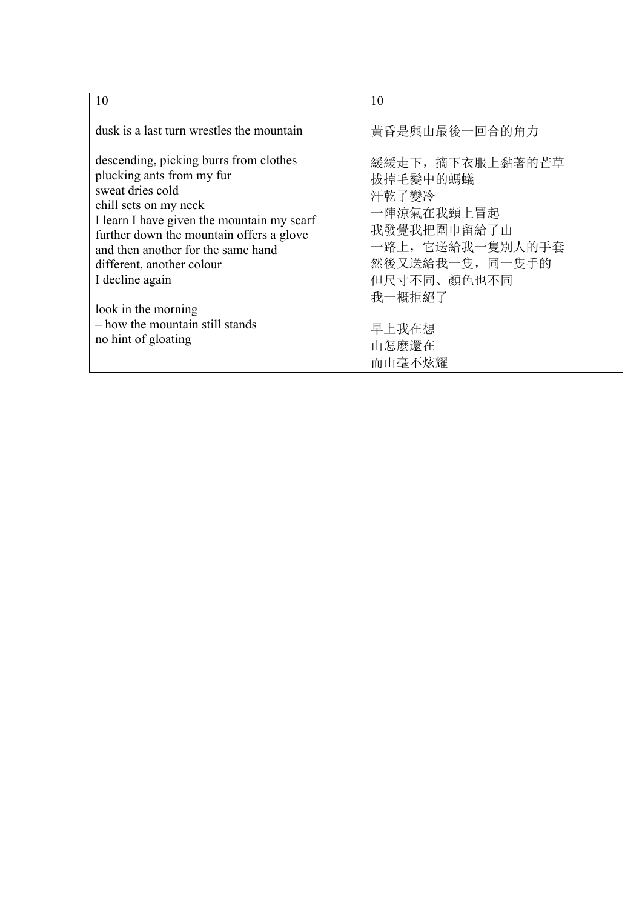| 10 | 10 |
|---|---|
| dusk is a last turn wrestles the mountain | 黃昏是與山最後一回合的角力 |
| descending, picking burrs from clothes<br>plucking ants from my fur<br>sweat dries cold<br>chill sets on my neck<br>I learn I have given the mountain my scarf<br>further down the mountain offers a glove<br>and then another for the same hand<br>different, another colour<br>I decline again | 緩緩走下，摘下衣服上黏著的芒草<br>拔掉毛髮中的螞蟻<br>汗乾了變冷<br>一陣涼氣在我頸上冒起<br>我發覺我把圍巾留給了山<br>一路上，它送給我一隻別人的手套<br>然後又送給我一隻，同一隻手的<br>但尺寸不同、顏色也不同<br>我一概拒絕了 |
| look in the morning<br>– how the mountain still stands<br>no hint of gloating | 早上我在想<br>山怎麼還在<br>而山毫不炫耀 |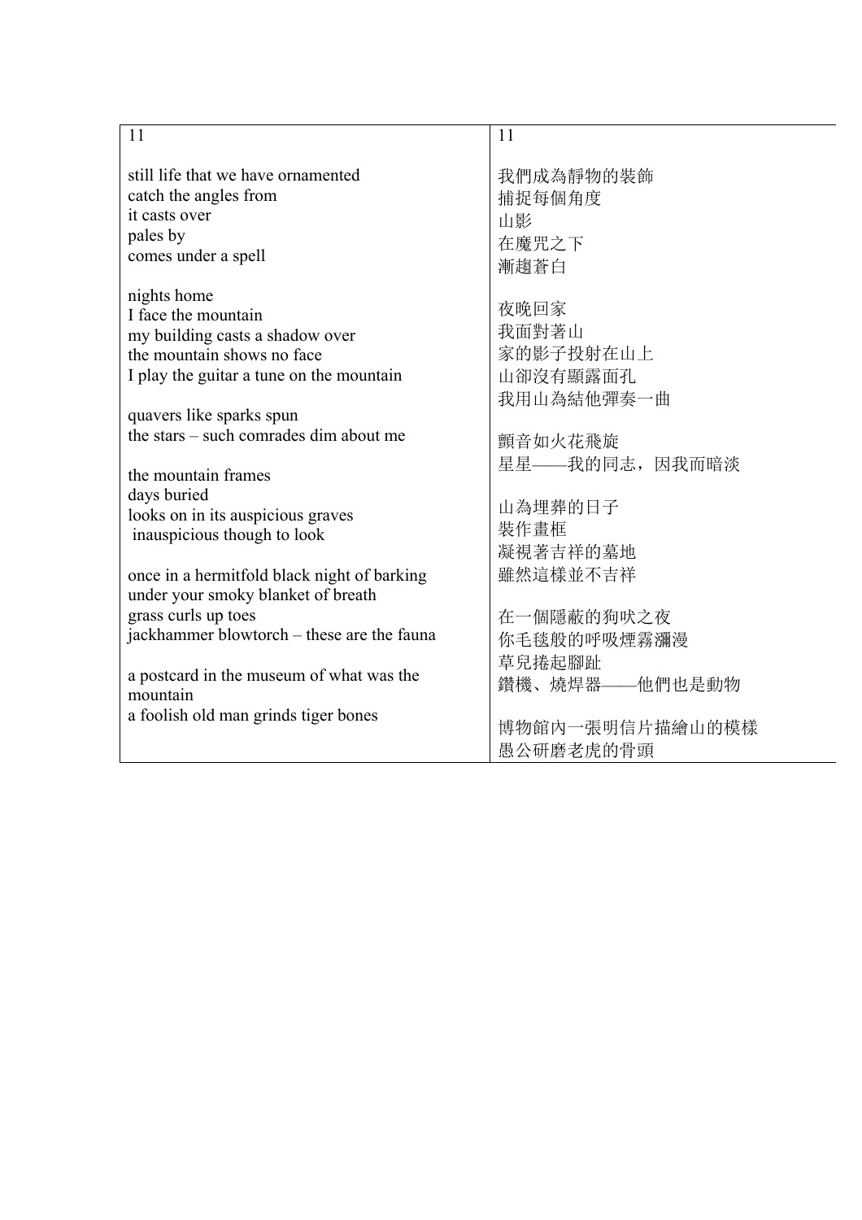| 11<br><br>still life that we have ornamented<br>catch the angles from<br>it casts over<br>pales by<br>comes under a spell<br><br>nights home<br>I face the mountain<br>my building casts a shadow over<br>the mountain shows no face<br>I play the guitar a tune on the mountain<br><br>quavers like sparks spun<br>the stars – such comrades dim about me<br><br>the mountain frames<br>days buried<br>looks on in its auspicious graves<br>inauspicious though to look<br><br>once in a hermitfold black night of barking<br>under your smoky blanket of breath<br>grass curls up toes<br>jackhammer blowtorch – these are the fauna<br><br>a postcard in the museum of what was the mountain<br>a foolish old man grinds tiger bones | 11<br><br>我們成為靜物的裝飾<br>捕捉每個角度<br>山影<br>在魔咒之下<br>漸趨蒼白<br><br>夜晚回家<br>我面對著山<br>家的影子投射在山上<br>山卻沒有顯露面孔<br>我用山為結他彈奏一曲<br><br>顫音如火花飛旋<br>星星——我的同志，因我而暗淡<br><br>山為埋葬的日子<br>裝作畫框<br>凝視著吉祥的墓地<br>雖然這樣並不吉祥<br><br>在一個隱蔽的狗吠之夜<br>你毛毯般的呼吸煙霧瀰漫<br>草兒捲起腳趾<br>鑽機、燒焊器——他們也是動物<br><br>博物館內一張明信片描繪山的模樣<br>愚公研磨老虎的骨頭 |
|---|---|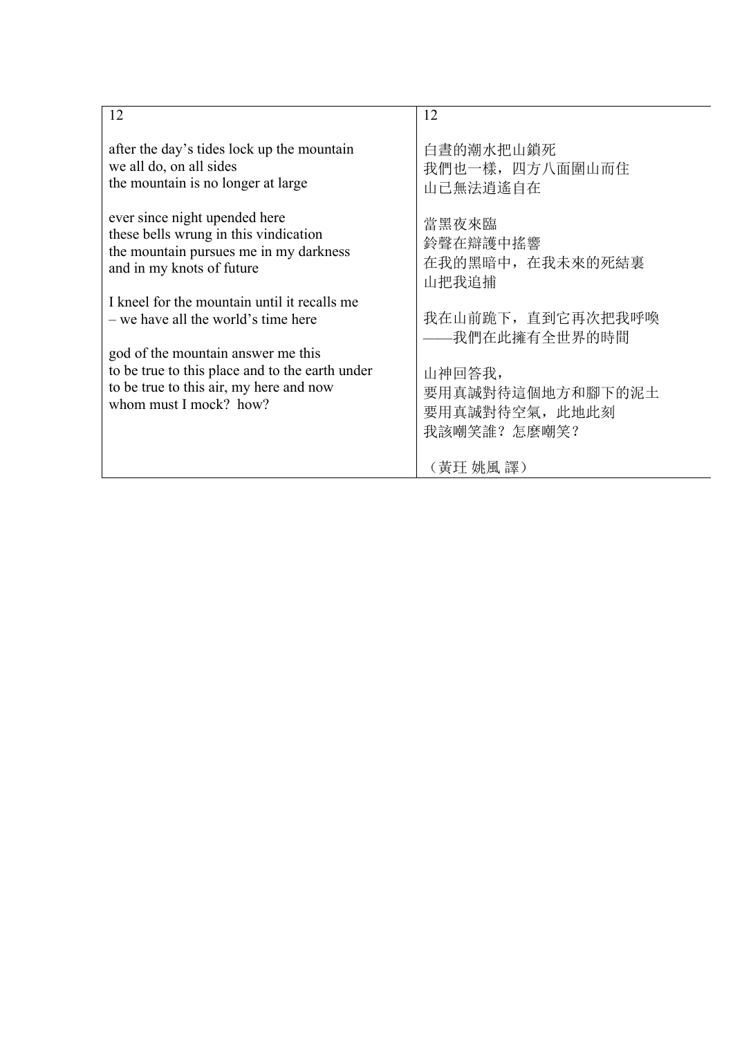| 12 | 12 |
|---|---|
| after the day’s tides lock up the mountain<br>we all do, on all sides<br>the mountain is no longer at large<br><br>ever since night upended here<br>these bells wrung in this vindication<br>the mountain pursues me in my darkness<br>and in my knots of future<br><br>I kneel for the mountain until it recalls me<br>– we have all the world’s time here<br><br>god of the mountain answer me this<br>to be true to this place and to the earth under<br>to be true to this air, my here and now<br>whom must I mock?  how? | 白晝的潮水把山鎖死<br>我們也一樣，四方八面圍山而住<br>山已無法逍遙自在<br><br>當黑夜來臨<br>鈴聲在辯護中搖響<br>在我的黑暗中，在我未來的死結裏<br>山把我追捕<br><br>我在山前跪下，直到它再次把我呼喚<br>——我們在此擁有全世界的時間<br><br>山神回答我，<br>要用真誠對待這個地方和腳下的泥土<br>要用真誠對待空氣，此地此刻<br>我該嘲笑誰？怎麼嘲笑？<br><br>（黃玨 姚風 譯） |